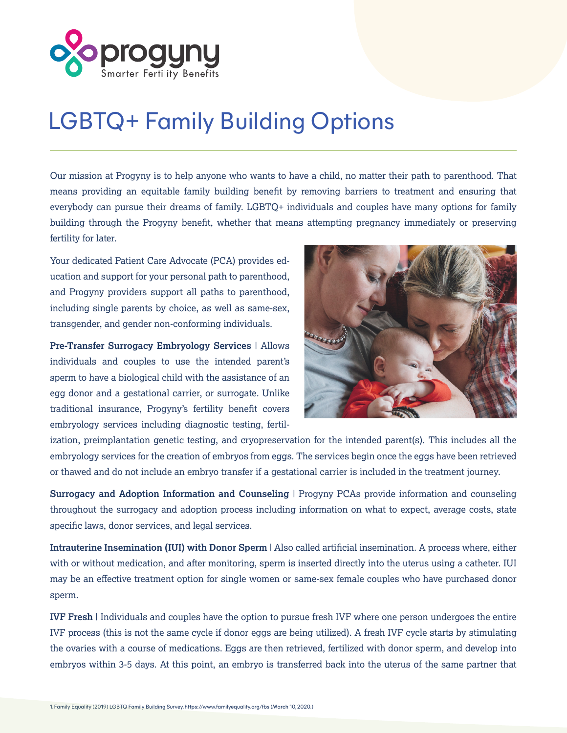progyny
Smarter Fertility Benefits

# LGBTQ+ Family Building Options

Our mission at Progyny is to help anyone who wants to have a child, no matter their path to parenthood. That means providing an equitable family building benefit by removing barriers to treatment and ensuring that everybody can pursue their dreams of family. LGBTQ+ individuals and couples have many options for family building through the Progyny benefit, whether that means attempting pregnancy immediately or preserving fertility for later.

Your dedicated Patient Care Advocate (PCA) provides education and support for your personal path to parenthood, and Progyny providers support all paths to parenthood, including single parents by choice, as well as same-sex, transgender, and gender non-conforming individuals.

**Pre-Transfer Surrogacy Embryology Services** | Allows individuals and couples to use the intended parent's sperm to have a biological child with the assistance of an egg donor and a gestational carrier, or surrogate. Unlike traditional insurance, Progyny's fertility benefit covers embryology services including diagnostic testing, fertilization, preimplantation genetic testing, and cryopreservation for the intended parent(s). This includes all the embryology services for the creation of embryos from eggs. The services begin once the eggs have been retrieved or thawed and do not include an embryo transfer if a gestational carrier is included in the treatment journey.

**Surrogacy and Adoption Information and Counseling** | Progyny PCAs provide information and counseling throughout the surrogacy and adoption process including information on what to expect, average costs, state specific laws, donor services, and legal services.

**Intrauterine Insemination (IUI) with Donor Sperm** | Also called artificial insemination. A process where, either with or without medication, and after monitoring, sperm is inserted directly into the uterus using a catheter. IUI may be an effective treatment option for single women or same-sex female couples who have purchased donor sperm.

**IVF Fresh** | Individuals and couples have the option to pursue fresh IVF where one person undergoes the entire IVF process (this is not the same cycle if donor eggs are being utilized). A fresh IVF cycle starts by stimulating the ovaries with a course of medications. Eggs are then retrieved, fertilized with donor sperm, and develop into embryos within 3-5 days. At this point, an embryo is transferred back into the uterus of the same partner that

1. Family Equality (2019) LGBTQ Family Building Survey. https://www.familyequality.org/fbs (March 10, 2020.)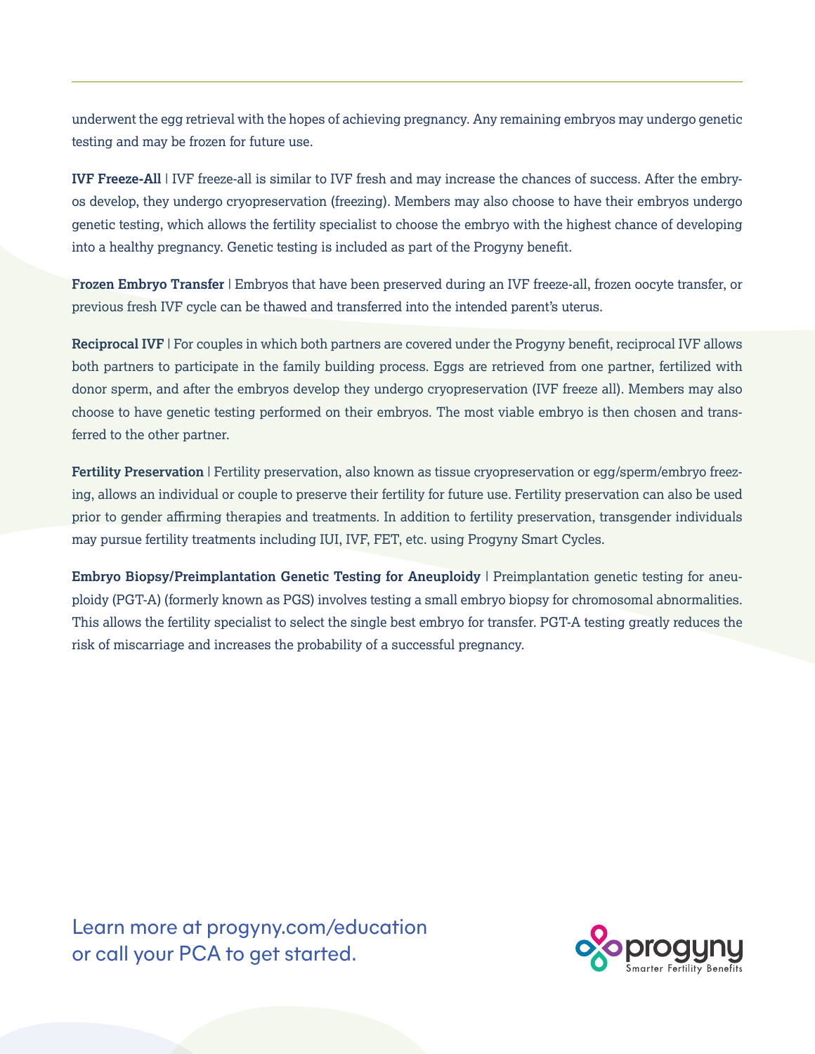underwent the egg retrieval with the hopes of achieving pregnancy. Any remaining embryos may undergo genetic testing and may be frozen for future use.

**IVF Freeze-All** | IVF freeze-all is similar to IVF fresh and may increase the chances of success. After the embryos develop, they undergo cryopreservation (freezing). Members may also choose to have their embryos undergo genetic testing, which allows the fertility specialist to choose the embryo with the highest chance of developing into a healthy pregnancy. Genetic testing is included as part of the Progyny benefit.

**Frozen Embryo Transfer** | Embryos that have been preserved during an IVF freeze-all, frozen oocyte transfer, or previous fresh IVF cycle can be thawed and transferred into the intended parent's uterus.

**Reciprocal IVF** | For couples in which both partners are covered under the Progyny benefit, reciprocal IVF allows both partners to participate in the family building process. Eggs are retrieved from one partner, fertilized with donor sperm, and after the embryos develop they undergo cryopreservation (IVF freeze all). Members may also choose to have genetic testing performed on their embryos. The most viable embryo is then chosen and transferred to the other partner.

**Fertility Preservation** | Fertility preservation, also known as tissue cryopreservation or egg/sperm/embryo freezing, allows an individual or couple to preserve their fertility for future use. Fertility preservation can also be used prior to gender affirming therapies and treatments. In addition to fertility preservation, transgender individuals may pursue fertility treatments including IUI, IVF, FET, etc. using Progyny Smart Cycles.

**Embryo Biopsy/Preimplantation Genetic Testing for Aneuploidy** | Preimplantation genetic testing for aneuploidy (PGT-A) (formerly known as PGS) involves testing a small embryo biopsy for chromosomal abnormalities. This allows the fertility specialist to select the single best embryo for transfer. PGT-A testing greatly reduces the risk of miscarriage and increases the probability of a successful pregnancy.

Learn more at progyny.com/education
or call your PCA to get started.

progyny
Smarter Fertility Benefits